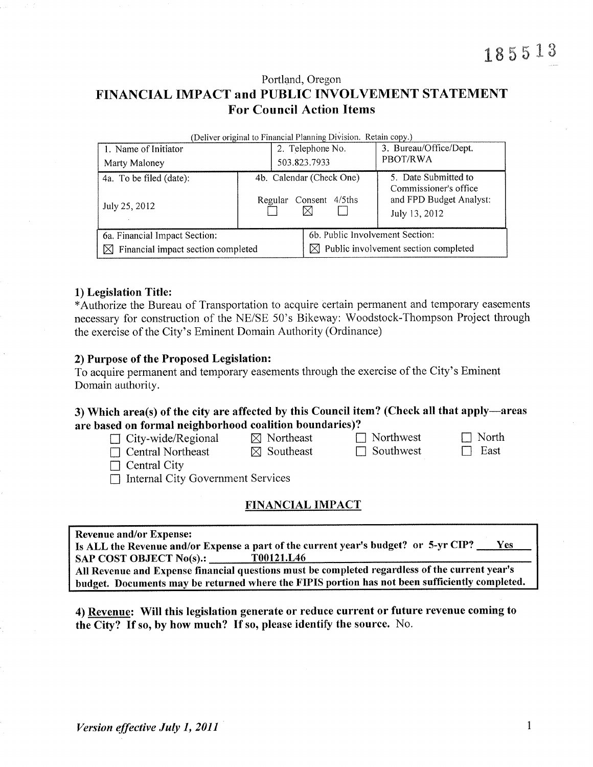185513

Portland, Oregon

# FINANCIAL IMPACT and PUBLIC INVOLVEMENT STATEMENT
## For Council Action Items

(Deliver original to Financial Planning Division. Retain copy.)

| 1. Name of Initiator | 2. Telephone No. | 3. Bureau/Office/Dept. |
|---|---|---|
| Marty Maloney | 503.823.7933 | PBOT/RWA |
| 4a. To be filed (date): July 25, 2012 | 4b. Calendar (Check One) Regular ☐ Consent ☒ 4/5ths ☐ | 5. Date Submitted to Commissioner's office and FPD Budget Analyst: July 13, 2012 |
| 6a. Financial Impact Section: ☒ Financial impact section completed | 6b. Public Involvement Section: ☒ Public involvement section completed | |

### 1) Legislation Title:
*Authorize the Bureau of Transportation to acquire certain permanent and temporary easements necessary for construction of the NE/SE 50's Bikeway: Woodstock-Thompson Project through the exercise of the City's Eminent Domain Authority (Ordinance)

### 2) Purpose of the Proposed Legislation:
To acquire permanent and temporary easements through the exercise of the City's Eminent Domain authority.

### 3) Which area(s) of the city are affected by this Council item? (Check all that apply—areas are based on formal neighborhood coalition boundaries)?

- ☐ City-wide/Regional
- ☒ Northeast
- ☐ Northwest
- ☐ North
- ☐ Central Northeast
- ☒ Southeast
- ☐ Southwest
- ☐ East
- ☐ Central City
- ☐ Internal City Government Services

## FINANCIAL IMPACT

**Revenue and/or Expense:**
**Is ALL the Revenue and/or Expense a part of the current year's budget? or 5-yr CIP?** Yes
**SAP COST OBJECT No(s).:** T00121.L46
**All Revenue and Expense financial questions must be completed regardless of the current year's budget. Documents may be returned where the FIPIS portion has not been sufficiently completed.**

**4) Revenue: Will this legislation generate or reduce current or future revenue coming to the City? If so, by how much? If so, please identify the source.** No.

*Version effective July 1, 2011*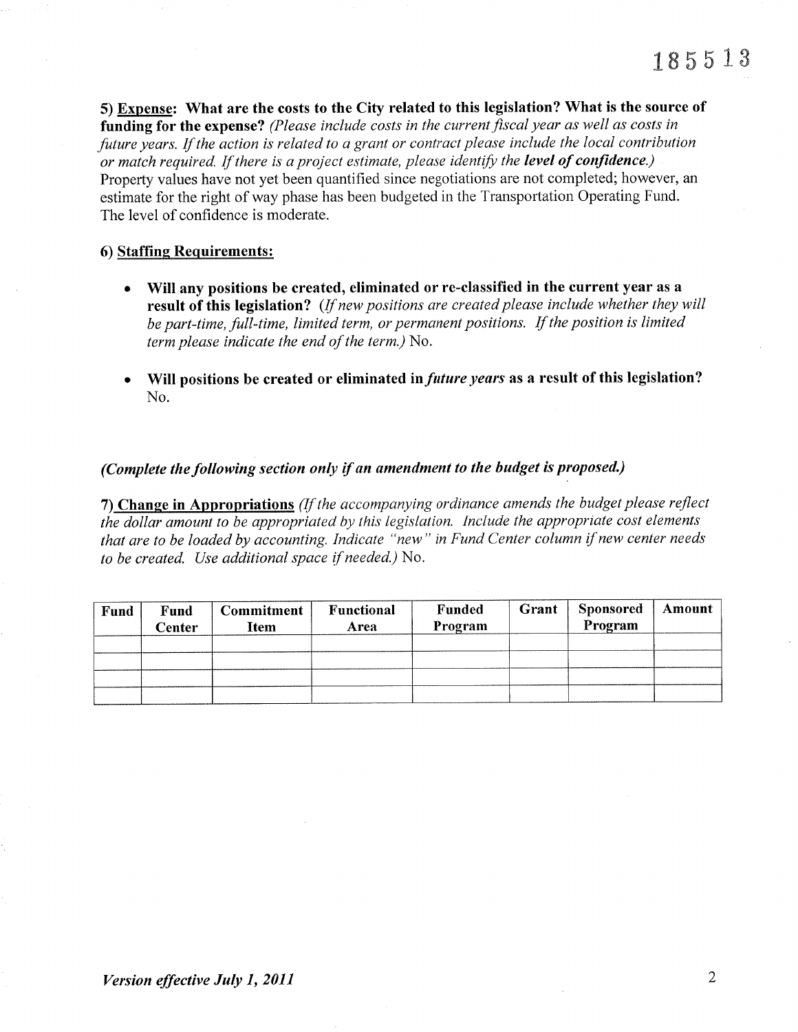**5) <u>Expense</u>: What are the costs to the City related to this legislation? What is the source of funding for the expense?** *(Please include costs in the current fiscal year as well as costs in future years. If the action is related to a grant or contract please include the local contribution or match required. If there is a project estimate, please identify the* ***level of confidence.****)* Property values have not yet been quantified since negotiations are not completed; however, an estimate for the right of way phase has been budgeted in the Transportation Operating Fund. The level of confidence is moderate.

**6) <u>Staffing Requirements:</u>**

- **Will any positions be created, eliminated or re-classified in the current year as a result of this legislation?** *(If new positions are created please include whether they will be part-time, full-time, limited term, or permanent positions. If the position is limited term please indicate the end of the term.)* No.

- **Will positions be created or eliminated in** ***future years*** **as a result of this legislation?** No.

***(Complete the following section only if an amendment to the budget is proposed.)***

**7) <u>Change in Appropriations</u>** *(If the accompanying ordinance amends the budget please reflect the dollar amount to be appropriated by this legislation. Include the appropriate cost elements that are to be loaded by accounting. Indicate "new" in Fund Center column if new center needs to be created. Use additional space if needed.)* No.

| Fund | Fund Center | Commitment Item | Functional Area | Funded Program | Grant | Sponsored Program | Amount |
|---|---|---|---|---|---|---|---|
| | | | | | | | |
| | | | | | | | |
| | | | | | | | |
| | | | | | | | |

*Version effective July 1, 2011*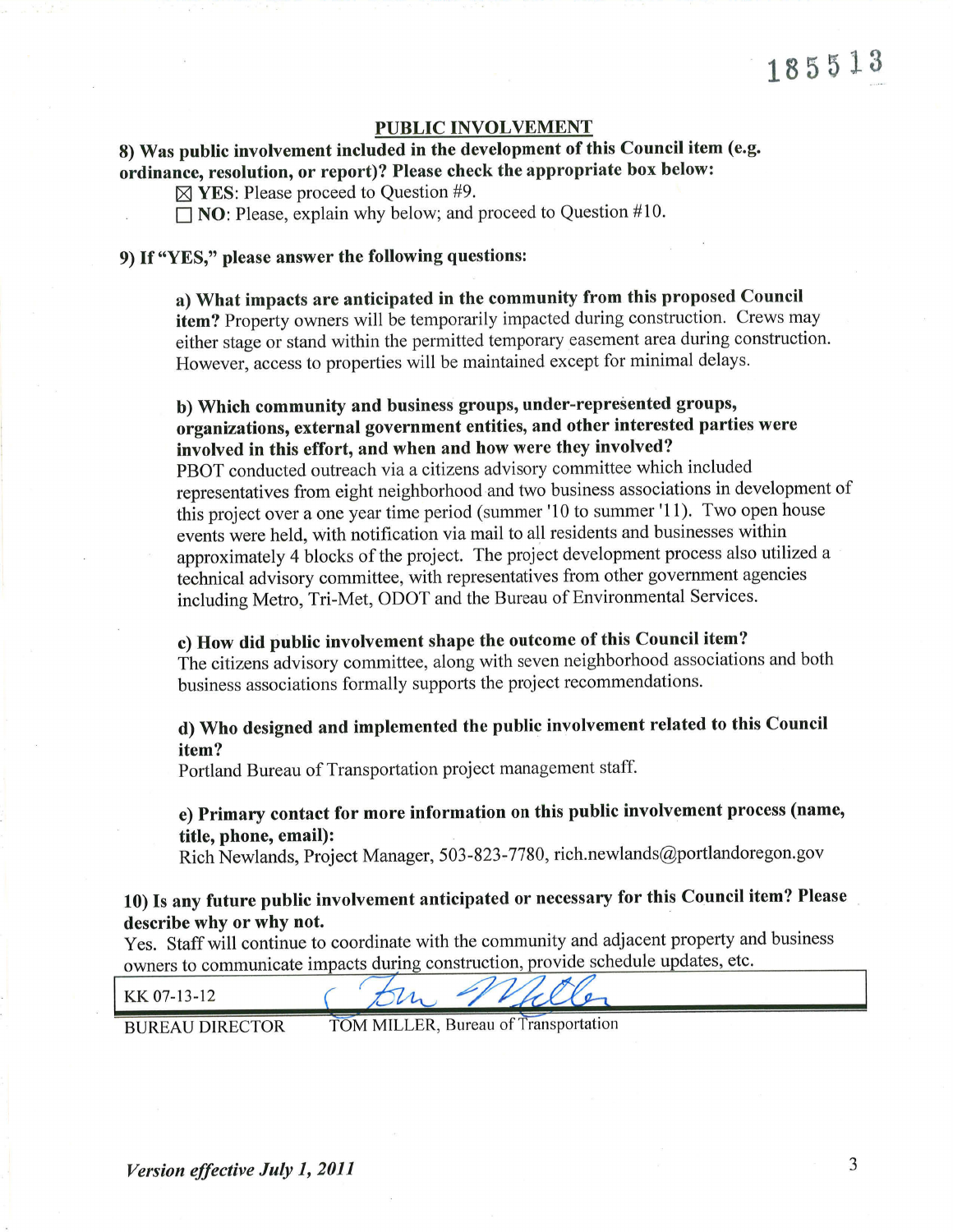185513

## PUBLIC INVOLVEMENT

**8) Was public involvement included in the development of this Council item (e.g. ordinance, resolution, or report)? Please check the appropriate box below:**

☒ **YES**: Please proceed to Question #9.

☐ **NO**: Please, explain why below; and proceed to Question #10.

**9) If "YES," please answer the following questions:**

**a) What impacts are anticipated in the community from this proposed Council item?** Property owners will be temporarily impacted during construction. Crews may either stage or stand within the permitted temporary easement area during construction. However, access to properties will be maintained except for minimal delays.

**b) Which community and business groups, under-represented groups, organizations, external government entities, and other interested parties were involved in this effort, and when and how were they involved?**
PBOT conducted outreach via a citizens advisory committee which included representatives from eight neighborhood and two business associations in development of this project over a one year time period (summer '10 to summer '11). Two open house events were held, with notification via mail to all residents and businesses within approximately 4 blocks of the project. The project development process also utilized a technical advisory committee, with representatives from other government agencies including Metro, Tri-Met, ODOT and the Bureau of Environmental Services.

**c) How did public involvement shape the outcome of this Council item?**
The citizens advisory committee, along with seven neighborhood associations and both business associations formally supports the project recommendations.

**d) Who designed and implemented the public involvement related to this Council item?**
Portland Bureau of Transportation project management staff.

**e) Primary contact for more information on this public involvement process (name, title, phone, email):**
Rich Newlands, Project Manager, 503-823-7780, rich.newlands@portlandoregon.gov

**10) Is any future public involvement anticipated or necessary for this Council item? Please describe why or why not.**
Yes. Staff will continue to coordinate with the community and adjacent property and business owners to communicate impacts during construction, provide schedule updates, etc.

KK 07-13-12

BUREAU DIRECTOR TOM MILLER, Bureau of Transportation

*Version effective July 1, 2011*